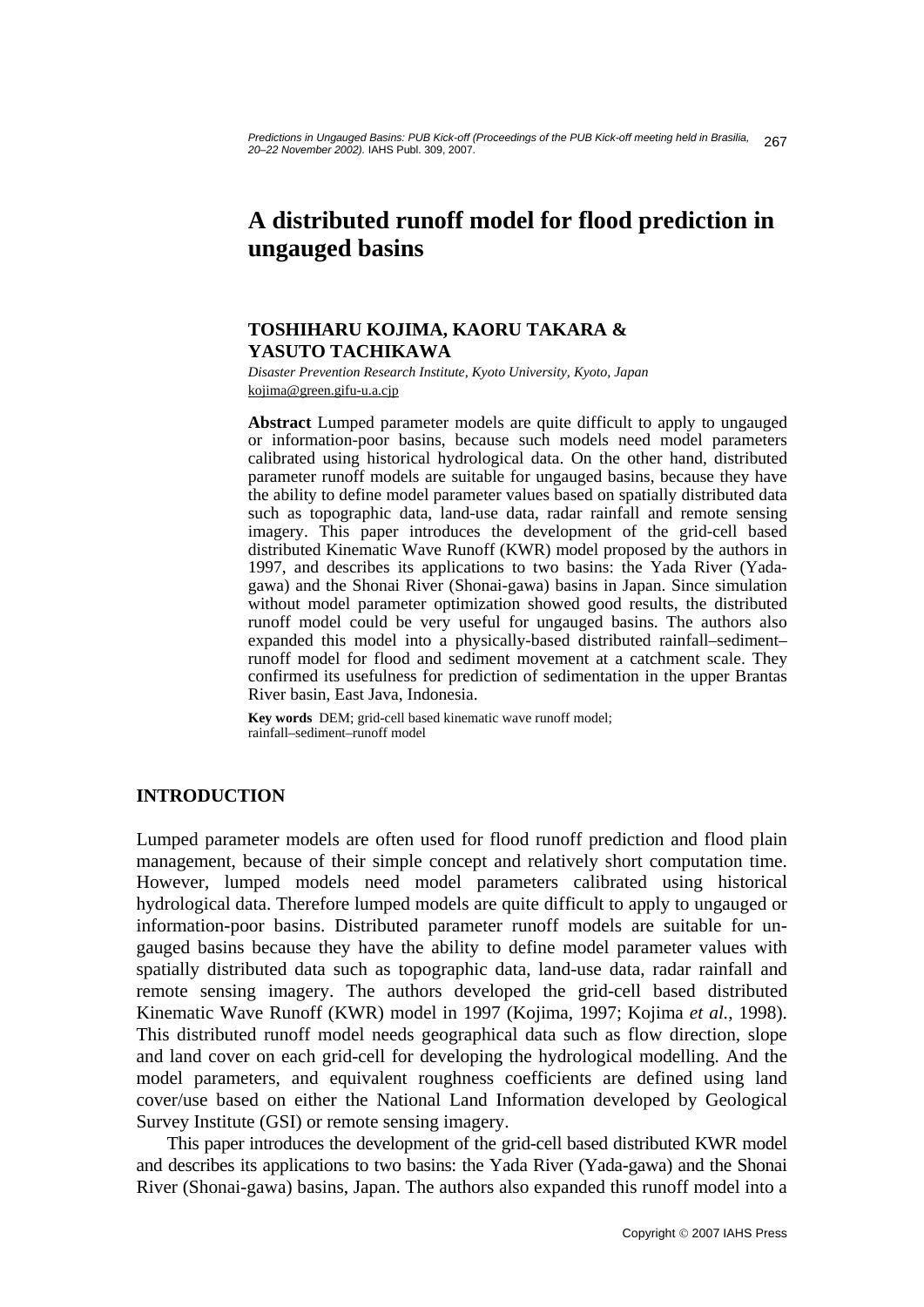# A distributed runoff model for flood prediction in ungauged basins

**TOSHIHARU KOJIMA, KAORU TAKARA & YASUTO TACHIKAWA**

*Disaster Prevention Research Institute, Kyoto University, Kyoto, Japan*
kojima@green.gifu-u.a.cjp

**Abstract** Lumped parameter models are quite difficult to apply to ungauged or information-poor basins, because such models need model parameters calibrated using historical hydrological data. On the other hand, distributed parameter runoff models are suitable for ungauged basins, because they have the ability to define model parameter values based on spatially distributed data such as topographic data, land-use data, radar rainfall and remote sensing imagery. This paper introduces the development of the grid-cell based distributed Kinematic Wave Runoff (KWR) model proposed by the authors in 1997, and describes its applications to two basins: the Yada River (Yada-gawa) and the Shonai River (Shonai-gawa) basins in Japan. Since simulation without model parameter optimization showed good results, the distributed runoff model could be very useful for ungauged basins. The authors also expanded this model into a physically-based distributed rainfall–sediment–runoff model for flood and sediment movement at a catchment scale. They confirmed its usefulness for prediction of sedimentation in the upper Brantas River basin, East Java, Indonesia.

**Key words** DEM; grid-cell based kinematic wave runoff model; rainfall–sediment–runoff model

## INTRODUCTION

Lumped parameter models are often used for flood runoff prediction and flood plain management, because of their simple concept and relatively short computation time. However, lumped models need model parameters calibrated using historical hydrological data. Therefore lumped models are quite difficult to apply to ungauged or information-poor basins. Distributed parameter runoff models are suitable for ungauged basins because they have the ability to define model parameter values with spatially distributed data such as topographic data, land-use data, radar rainfall and remote sensing imagery. The authors developed the grid-cell based distributed Kinematic Wave Runoff (KWR) model in 1997 (Kojima, 1997; Kojima *et al.*, 1998). This distributed runoff model needs geographical data such as flow direction, slope and land cover on each grid-cell for developing the hydrological modelling. And the model parameters, and equivalent roughness coefficients are defined using land cover/use based on either the National Land Information developed by Geological Survey Institute (GSI) or remote sensing imagery.

This paper introduces the development of the grid-cell based distributed KWR model and describes its applications to two basins: the Yada River (Yada-gawa) and the Shonai River (Shonai-gawa) basins, Japan. The authors also expanded this runoff model into a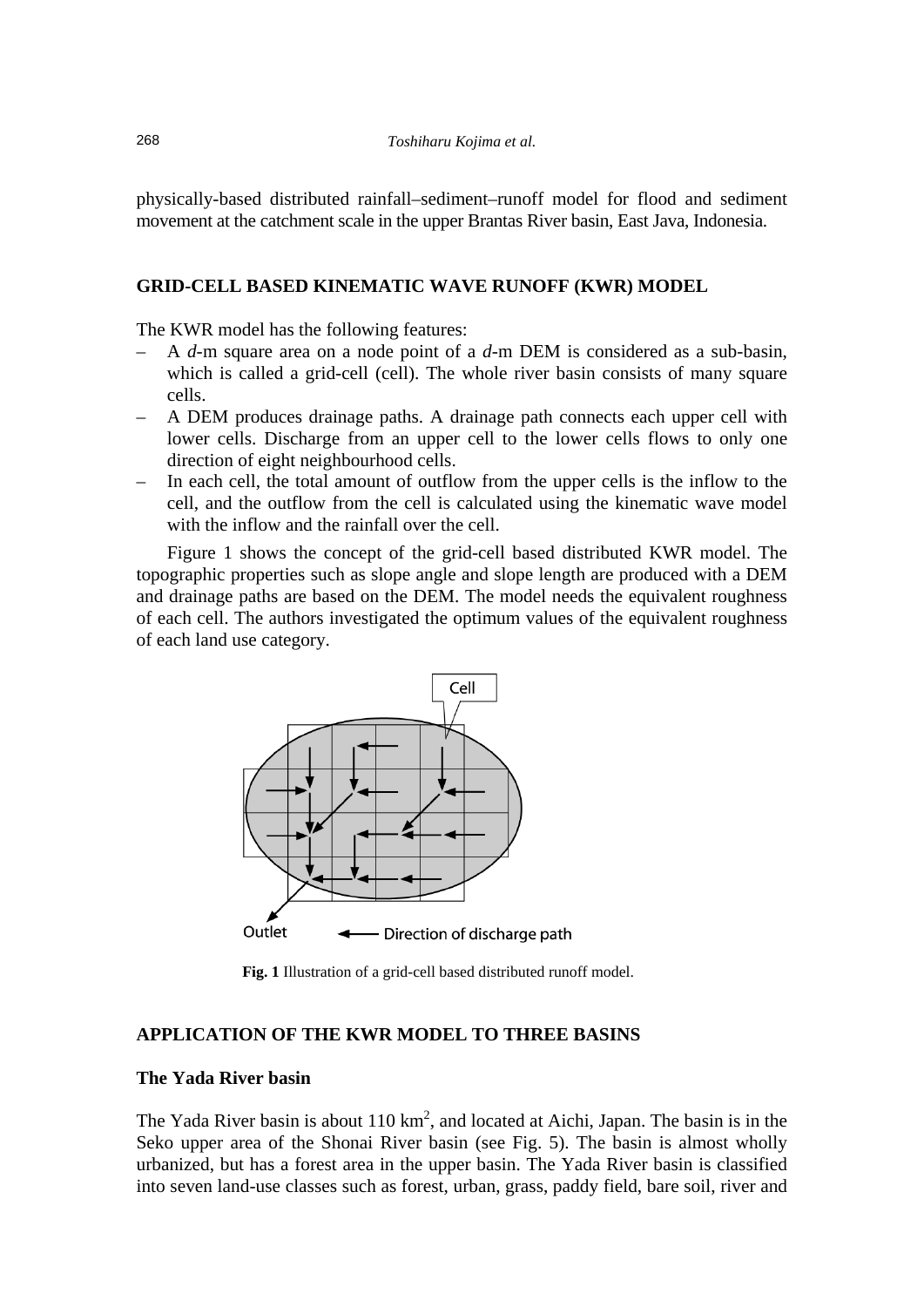physically-based distributed rainfall–sediment–runoff model for flood and sediment movement at the catchment scale in the upper Brantas River basin, East Java, Indonesia.

## GRID-CELL BASED KINEMATIC WAVE RUNOFF (KWR) MODEL

The KWR model has the following features:

- A *d*-m square area on a node point of a *d*-m DEM is considered as a sub-basin, which is called a grid-cell (cell). The whole river basin consists of many square cells.
- A DEM produces drainage paths. A drainage path connects each upper cell with lower cells. Discharge from an upper cell to the lower cells flows to only one direction of eight neighbourhood cells.
- In each cell, the total amount of outflow from the upper cells is the inflow to the cell, and the outflow from the cell is calculated using the kinematic wave model with the inflow and the rainfall over the cell.

Figure 1 shows the concept of the grid-cell based distributed KWR model. The topographic properties such as slope angle and slope length are produced with a DEM and drainage paths are based on the DEM. The model needs the equivalent roughness of each cell. The authors investigated the optimum values of the equivalent roughness of each land use category.

**Fig. 1** Illustration of a grid-cell based distributed runoff model.

## APPLICATION OF THE KWR MODEL TO THREE BASINS

### The Yada River basin

The Yada River basin is about 110 km$^2$, and located at Aichi, Japan. The basin is in the Seko upper area of the Shonai River basin (see Fig. 5). The basin is almost wholly urbanized, but has a forest area in the upper basin. The Yada River basin is classified into seven land-use classes such as forest, urban, grass, paddy field, bare soil, river and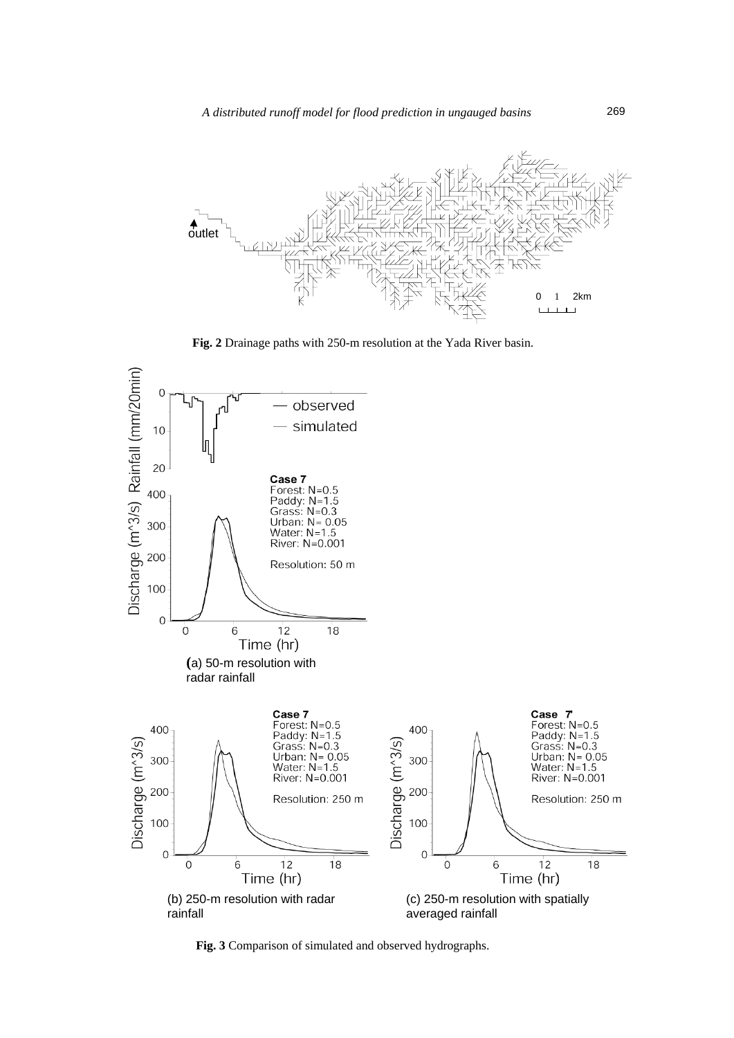**Fig. 2** Drainage paths with 250-m resolution at the Yada River basin.

**Fig. 3** Comparison of simulated and observed hydrographs.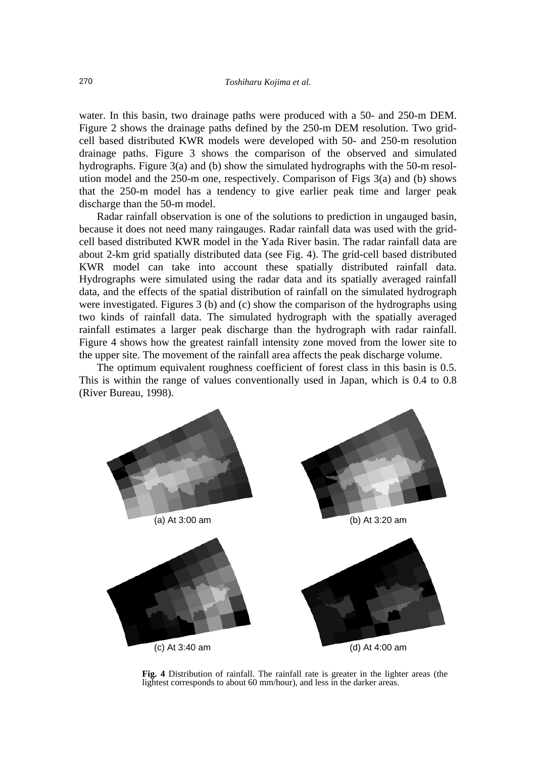water. In this basin, two drainage paths were produced with a 50- and 250-m DEM. Figure 2 shows the drainage paths defined by the 250-m DEM resolution. Two grid-cell based distributed KWR models were developed with 50- and 250-m resolution drainage paths. Figure 3 shows the comparison of the observed and simulated hydrographs. Figure 3(a) and (b) show the simulated hydrographs with the 50-m resolution model and the 250-m one, respectively. Comparison of Figs 3(a) and (b) shows that the 250-m model has a tendency to give earlier peak time and larger peak discharge than the 50-m model.

Radar rainfall observation is one of the solutions to prediction in ungauged basin, because it does not need many raingauges. Radar rainfall data was used with the grid-cell based distributed KWR model in the Yada River basin. The radar rainfall data are about 2-km grid spatially distributed data (see Fig. 4). The grid-cell based distributed KWR model can take into account these spatially distributed rainfall data. Hydrographs were simulated using the radar data and its spatially averaged rainfall data, and the effects of the spatial distribution of rainfall on the simulated hydrograph were investigated. Figures 3 (b) and (c) show the comparison of the hydrographs using two kinds of rainfall data. The simulated hydrograph with the spatially averaged rainfall estimates a larger peak discharge than the hydrograph with radar rainfall. Figure 4 shows how the greatest rainfall intensity zone moved from the lower site to the upper site. The movement of the rainfall area affects the peak discharge volume.

The optimum equivalent roughness coefficient of forest class in this basin is 0.5. This is within the range of values conventionally used in Japan, which is 0.4 to 0.8 (River Bureau, 1998).

(a) At 3:00 am

(b) At 3:20 am

(c) At 3:40 am

(d) At 4:00 am

**Fig. 4** Distribution of rainfall. The rainfall rate is greater in the lighter areas (the lightest corresponds to about 60 mm/hour), and less in the darker areas.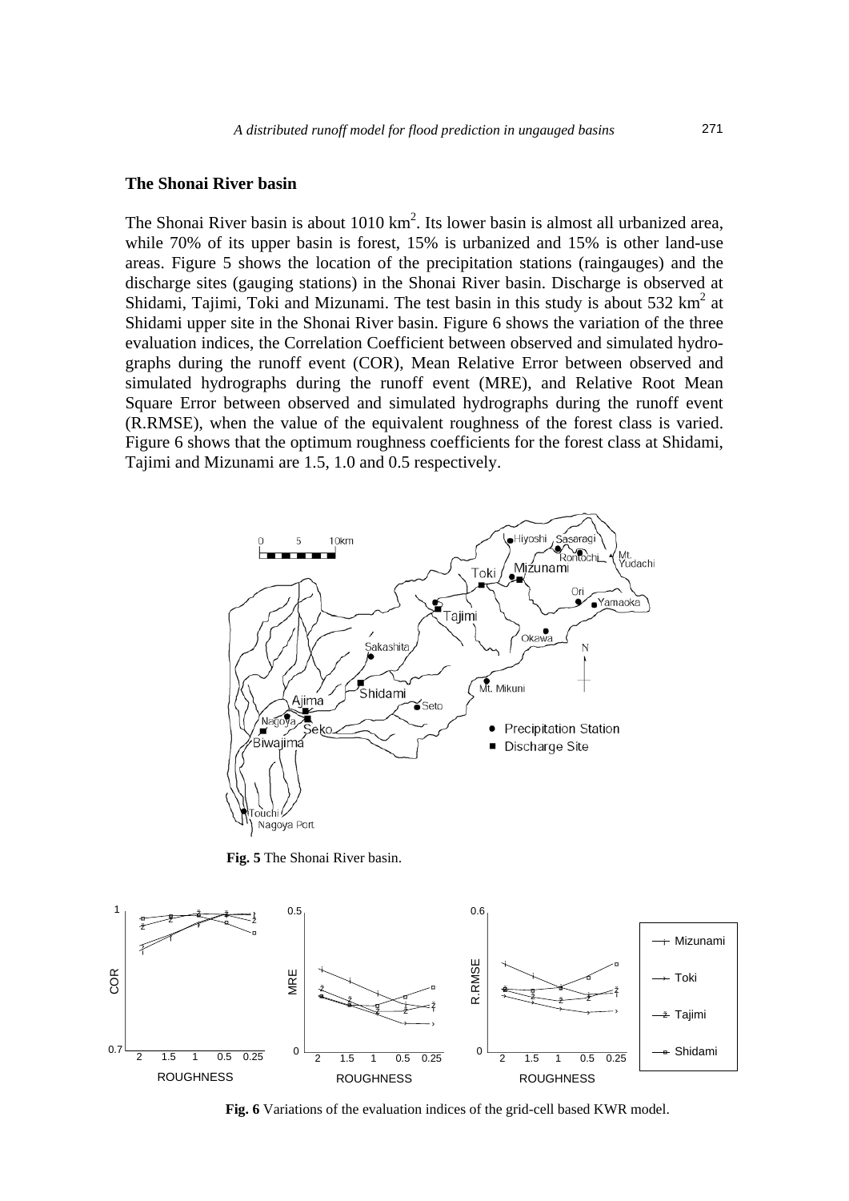## The Shonai River basin

The Shonai River basin is about 1010 km$^2$. Its lower basin is almost all urbanized area, while 70% of its upper basin is forest, 15% is urbanized and 15% is other land-use areas. Figure 5 shows the location of the precipitation stations (raingauges) and the discharge sites (gauging stations) in the Shonai River basin. Discharge is observed at Shidami, Tajimi, Toki and Mizunami. The test basin in this study is about 532 km$^2$ at Shidami upper site in the Shonai River basin. Figure 6 shows the variation of the three evaluation indices, the Correlation Coefficient between observed and simulated hydrographs during the runoff event (COR), Mean Relative Error between observed and simulated hydrographs during the runoff event (MRE), and Relative Root Mean Square Error between observed and simulated hydrographs during the runoff event (R.RMSE), when the value of the equivalent roughness of the forest class is varied. Figure 6 shows that the optimum roughness coefficients for the forest class at Shidami, Tajimi and Mizunami are 1.5, 1.0 and 0.5 respectively.

**Fig. 5** The Shonai River basin.

**Fig. 6** Variations of the evaluation indices of the grid-cell based KWR model.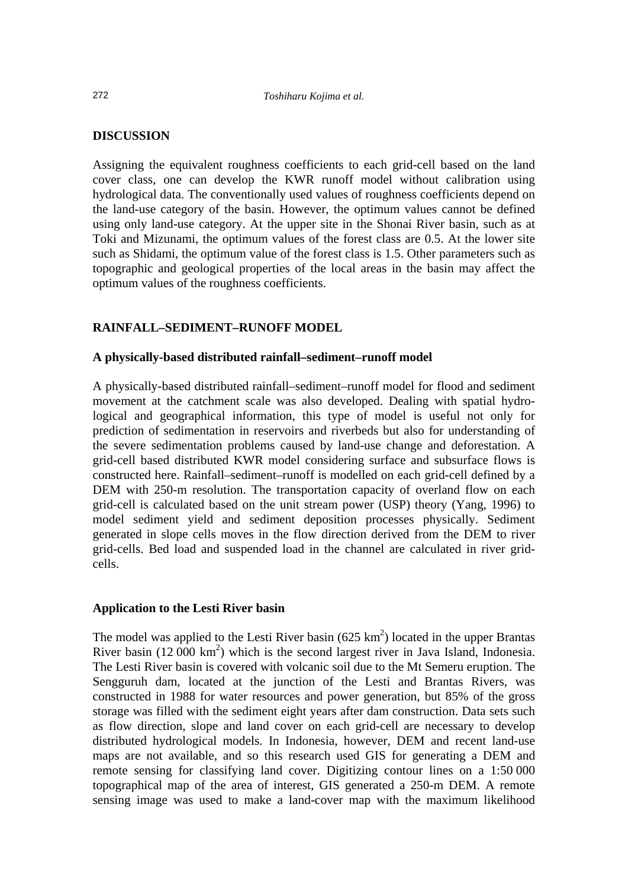## DISCUSSION

Assigning the equivalent roughness coefficients to each grid-cell based on the land cover class, one can develop the KWR runoff model without calibration using hydrological data. The conventionally used values of roughness coefficients depend on the land-use category of the basin. However, the optimum values cannot be defined using only land-use category. At the upper site in the Shonai River basin, such as at Toki and Mizunami, the optimum values of the forest class are 0.5. At the lower site such as Shidami, the optimum value of the forest class is 1.5. Other parameters such as topographic and geological properties of the local areas in the basin may affect the optimum values of the roughness coefficients.

## RAINFALL–SEDIMENT–RUNOFF MODEL

### A physically-based distributed rainfall–sediment–runoff model

A physically-based distributed rainfall–sediment–runoff model for flood and sediment movement at the catchment scale was also developed. Dealing with spatial hydrological and geographical information, this type of model is useful not only for prediction of sedimentation in reservoirs and riverbeds but also for understanding of the severe sedimentation problems caused by land-use change and deforestation. A grid-cell based distributed KWR model considering surface and subsurface flows is constructed here. Rainfall–sediment–runoff is modelled on each grid-cell defined by a DEM with 250-m resolution. The transportation capacity of overland flow on each grid-cell is calculated based on the unit stream power (USP) theory (Yang, 1996) to model sediment yield and sediment deposition processes physically. Sediment generated in slope cells moves in the flow direction derived from the DEM to river grid-cells. Bed load and suspended load in the channel are calculated in river grid-cells.

### Application to the Lesti River basin

The model was applied to the Lesti River basin (625 $km^2$) located in the upper Brantas River basin (12 000 $km^2$) which is the second largest river in Java Island, Indonesia. The Lesti River basin is covered with volcanic soil due to the Mt Semeru eruption. The Sengguruh dam, located at the junction of the Lesti and Brantas Rivers, was constructed in 1988 for water resources and power generation, but 85% of the gross storage was filled with the sediment eight years after dam construction. Data sets such as flow direction, slope and land cover on each grid-cell are necessary to develop distributed hydrological models. In Indonesia, however, DEM and recent land-use maps are not available, and so this research used GIS for generating a DEM and remote sensing for classifying land cover. Digitizing contour lines on a 1:50 000 topographical map of the area of interest, GIS generated a 250-m DEM. A remote sensing image was used to make a land-cover map with the maximum likelihood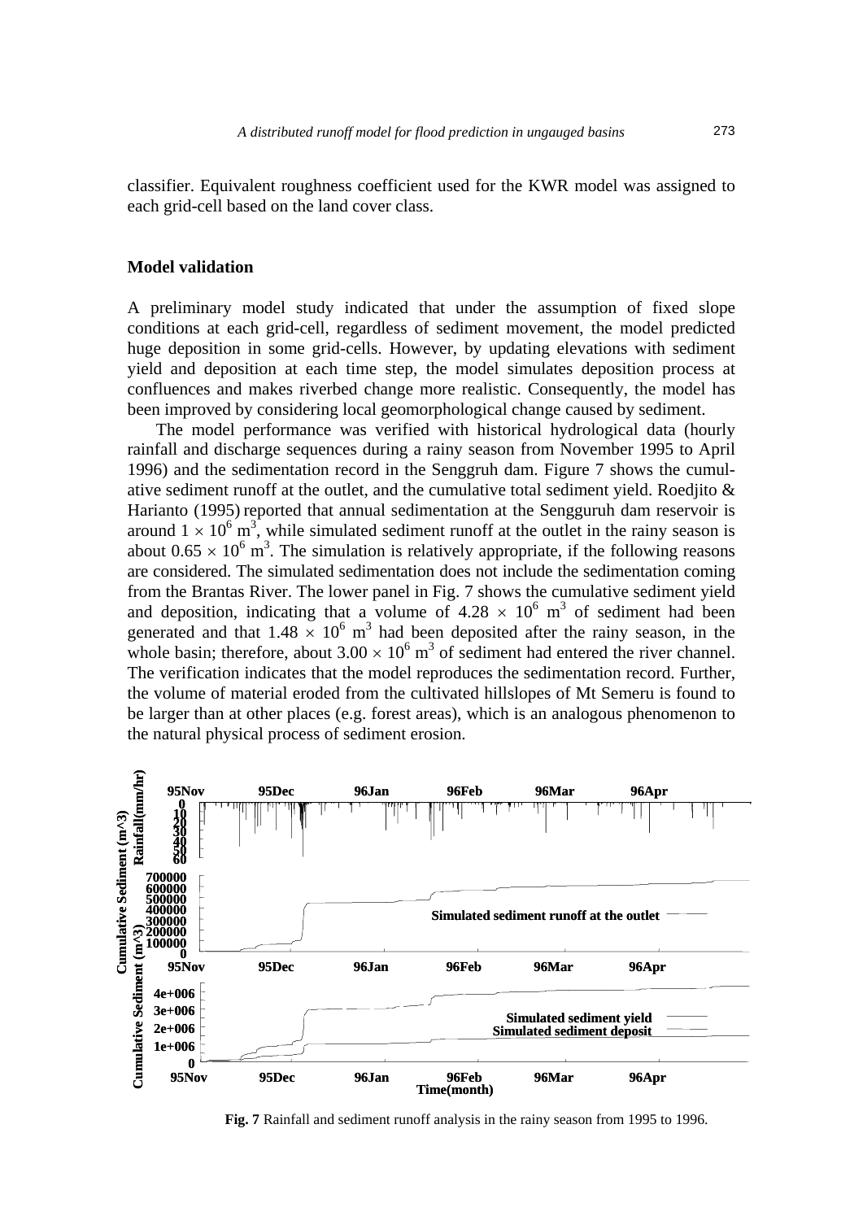classifier. Equivalent roughness coefficient used for the KWR model was assigned to each grid-cell based on the land cover class.

## Model validation

A preliminary model study indicated that under the assumption of fixed slope conditions at each grid-cell, regardless of sediment movement, the model predicted huge deposition in some grid-cells. However, by updating elevations with sediment yield and deposition at each time step, the model simulates deposition process at confluences and makes riverbed change more realistic. Consequently, the model has been improved by considering local geomorphological change caused by sediment.

The model performance was verified with historical hydrological data (hourly rainfall and discharge sequences during a rainy season from November 1995 to April 1996) and the sedimentation record in the Senggruh dam. Figure 7 shows the cumulative sediment runoff at the outlet, and the cumulative total sediment yield. Roedjito & Harianto (1995) reported that annual sedimentation at the Sengguruh dam reservoir is around $1 \times 10^6$ m$^3$, while simulated sediment runoff at the outlet in the rainy season is about $0.65 \times 10^6$ m$^3$. The simulation is relatively appropriate, if the following reasons are considered. The simulated sedimentation does not include the sedimentation coming from the Brantas River. The lower panel in Fig. 7 shows the cumulative sediment yield and deposition, indicating that a volume of $4.28 \times 10^6$ m$^3$ of sediment had been generated and that $1.48 \times 10^6$ m$^3$ had been deposited after the rainy season, in the whole basin; therefore, about $3.00 \times 10^6$ m$^3$ of sediment had entered the river channel. The verification indicates that the model reproduces the sedimentation record. Further, the volume of material eroded from the cultivated hillslopes of Mt Semeru is found to be larger than at other places (e.g. forest areas), which is an analogous phenomenon to the natural physical process of sediment erosion.

**Fig. 7** Rainfall and sediment runoff analysis in the rainy season from 1995 to 1996.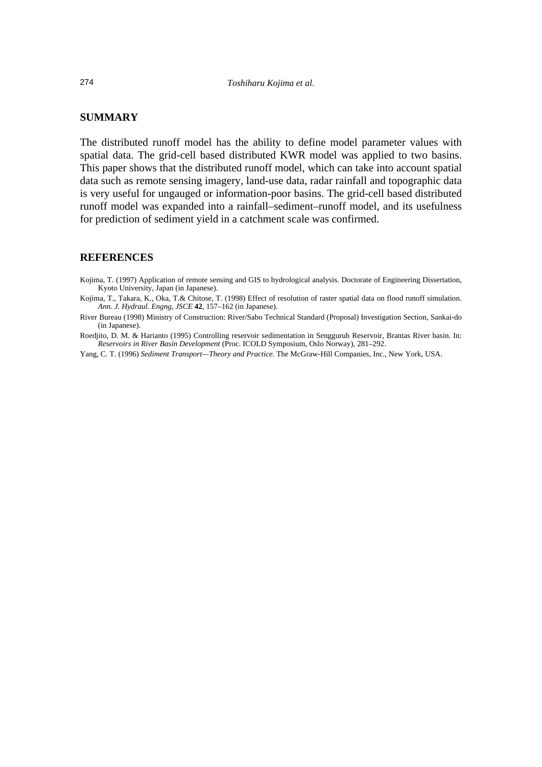## SUMMARY

The distributed runoff model has the ability to define model parameter values with spatial data. The grid-cell based distributed KWR model was applied to two basins. This paper shows that the distributed runoff model, which can take into account spatial data such as remote sensing imagery, land-use data, radar rainfall and topographic data is very useful for ungauged or information-poor basins. The grid-cell based distributed runoff model was expanded into a rainfall–sediment–runoff model, and its usefulness for prediction of sediment yield in a catchment scale was confirmed.

## REFERENCES

Kojima, T. (1997) Application of remote sensing and GIS to hydrological analysis. Doctorate of Engineering Dissertation, Kyoto University, Japan (in Japanese).

Kojima, T., Takara, K., Oka, T.& Chitose, T. (1998) Effect of resolution of raster spatial data on flood runoff simulation. *Ann. J. Hydraul. Engng, JSCE* **42**, 157–162 (in Japanese).

River Bureau (1998) Ministry of Construction: River/Sabo Technical Standard (Proposal) Investigation Section, Sankai-do (in Japanese).

Roedjito, D. M. & Harianto (1995) Controlling reservoir sedimentation in Sengguruh Reservoir, Brantas River basin. In: *Reservoirs in River Basin Development* (Proc. ICOLD Symposium, Oslo Norway), 281–292.

Yang, C. T. (1996) *Sediment Transport—Theory and Practice.* The McGraw-Hill Companies, Inc., New York, USA.